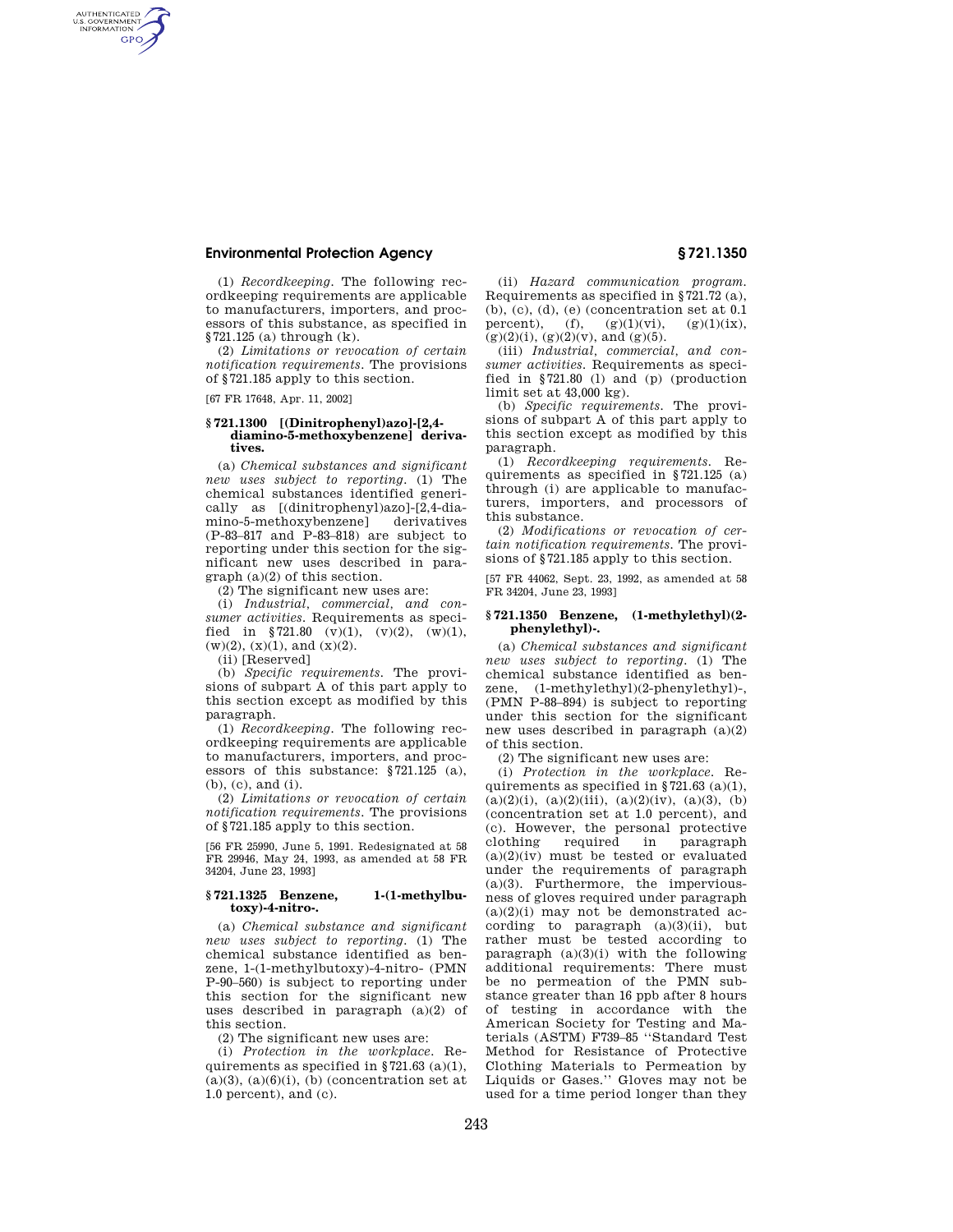(1) *Recordkeeping.* The following recordkeeping requirements are applicable to manufacturers, importers, and processors of this substance, as specified in §721.125 (a) through (k).

(2) *Limitations or revocation of certain notification requirements.* The provisions of §721.185 apply to this section.

[67 FR 17648, Apr. 11, 2002]

### §721.1300 [(Dinitrophenyl)azo]-[2,4-diamino-5-methoxybenzene] derivatives.

(a) *Chemical substances and significant new uses subject to reporting.* (1) The chemical substances identified generically as [(dinitrophenyl)azo]-[2,4-diamino-5-methoxybenzene] derivatives (P-83-817 and P-83-818) are subject to reporting under this section for the significant new uses described in paragraph (a)(2) of this section.

(2) The significant new uses are:

(i) *Industrial, commercial, and consumer activities.* Requirements as specified in §721.80 (v)(1), (v)(2), (w)(1), (w)(2), (x)(1), and (x)(2).

(ii) [Reserved]

(b) *Specific requirements.* The provisions of subpart A of this part apply to this section except as modified by this paragraph.

(1) *Recordkeeping.* The following recordkeeping requirements are applicable to manufacturers, importers, and processors of this substance: §721.125 (a), (b), (c), and (i).

(2) *Limitations or revocation of certain notification requirements.* The provisions of §721.185 apply to this section.

[56 FR 25990, June 5, 1991. Redesignated at 58 FR 29946, May 24, 1993, as amended at 58 FR 34204, June 23, 1993]

### §721.1325 Benzene, 1-(1-methylbutoxy)-4-nitro-.

(a) *Chemical substance and significant new uses subject to reporting.* (1) The chemical substance identified as benzene, 1-(1-methylbutoxy)-4-nitro- (PMN P-90-560) is subject to reporting under this section for the significant new uses described in paragraph (a)(2) of this section.

(2) The significant new uses are:

(i) *Protection in the workplace.* Requirements as specified in §721.63 (a)(1), (a)(3), (a)(6)(i), (b) (concentration set at 1.0 percent), and (c).

(ii) *Hazard communication program.* Requirements as specified in §721.72 (a), (b), (c), (d), (e) (concentration set at 0.1 percent), (f), (g)(1)(vi), (g)(1)(ix), (g)(2)(i), (g)(2)(v), and (g)(5).

(iii) *Industrial, commercial, and consumer activities.* Requirements as specified in §721.80 (l) and (p) (production limit set at 43,000 kg).

(b) *Specific requirements.* The provisions of subpart A of this part apply to this section except as modified by this paragraph.

(1) *Recordkeeping requirements.* Requirements as specified in §721.125 (a) through (i) are applicable to manufacturers, importers, and processors of this substance.

(2) *Modifications or revocation of certain notification requirements.* The provisions of §721.185 apply to this section.

[57 FR 44062, Sept. 23, 1992, as amended at 58 FR 34204, June 23, 1993]

### §721.1350 Benzene, (1-methylethyl)(2-phenylethyl)-.

(a) *Chemical substances and significant new uses subject to reporting.* (1) The chemical substance identified as benzene, (1-methylethyl)(2-phenylethyl)-, (PMN P-88-894) is subject to reporting under this section for the significant new uses described in paragraph (a)(2) of this section.

(2) The significant new uses are:

(i) *Protection in the workplace.* Requirements as specified in §721.63 (a)(1), (a)(2)(i), (a)(2)(iii), (a)(2)(iv), (a)(3), (b) (concentration set at 1.0 percent), and (c). However, the personal protective clothing required in paragraph (a)(2)(iv) must be tested or evaluated under the requirements of paragraph (a)(3). Furthermore, the imperviousness of gloves required under paragraph (a)(2)(i) may not be demonstrated according to paragraph (a)(3)(ii), but rather must be tested according to paragraph (a)(3)(i) with the following additional requirements: There must be no permeation of the PMN substance greater than 16 ppb after 8 hours of testing in accordance with the American Society for Testing and Materials (ASTM) F739-85 ''Standard Test Method for Resistance of Protective Clothing Materials to Permeation by Liquids or Gases.'' Gloves may not be used for a time period longer than they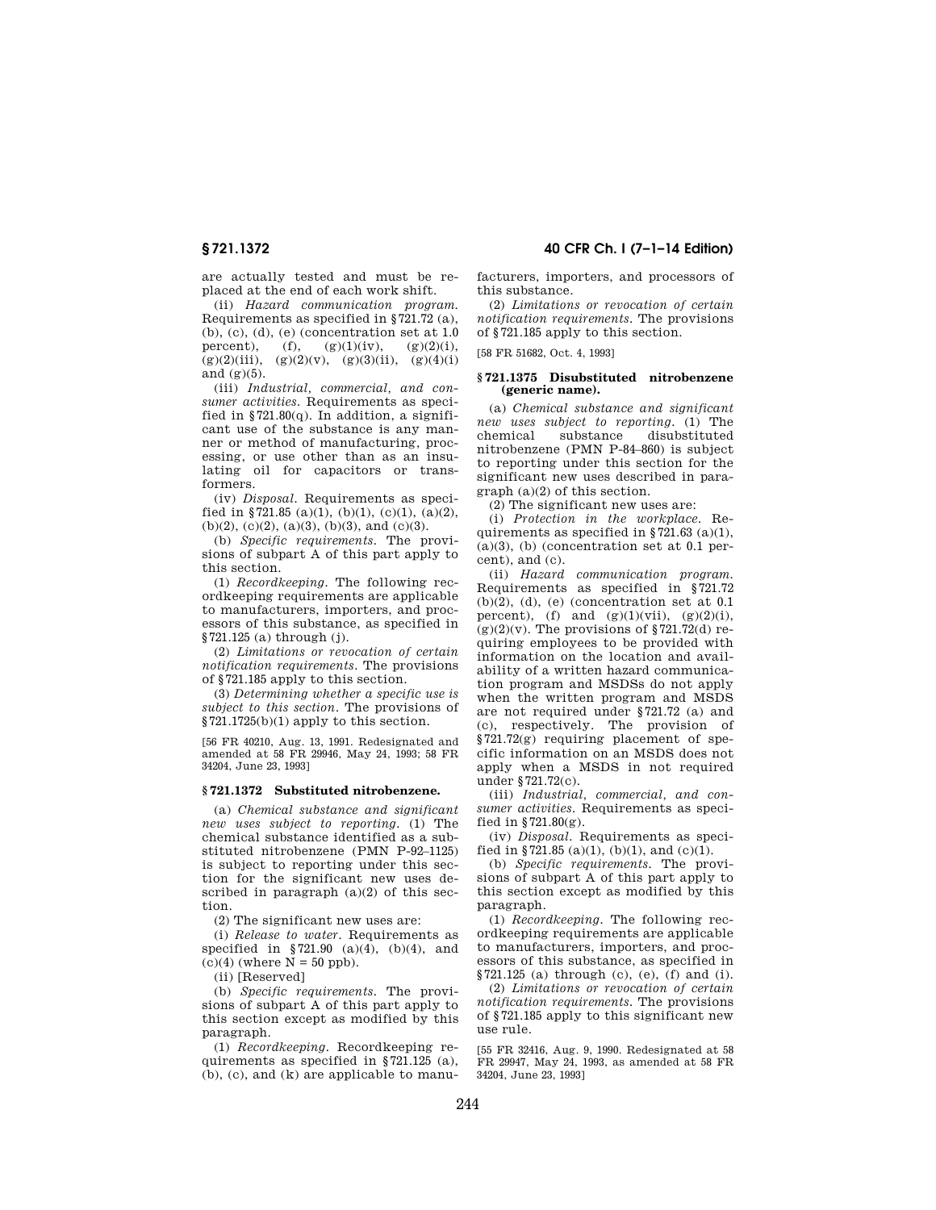are actually tested and must be replaced at the end of each work shift.

(ii) *Hazard communication program.* Requirements as specified in §721.72 (a), (b), (c), (d), (e) (concentration set at 1.0 percent), (f), (g)(1)(iv), (g)(2)(i), (g)(2)(iii), (g)(2)(v), (g)(3)(ii), (g)(4)(i) and (g)(5).

(iii) *Industrial, commercial, and consumer activities.* Requirements as specified in §721.80(q). In addition, a significant use of the substance is any manner or method of manufacturing, processing, or use other than as an insulating oil for capacitors or transformers.

(iv) *Disposal.* Requirements as specified in §721.85 (a)(1), (b)(1), (c)(1), (a)(2), (b)(2), (c)(2), (a)(3), (b)(3), and (c)(3).

(b) *Specific requirements.* The provisions of subpart A of this part apply to this section.

(1) *Recordkeeping.* The following recordkeeping requirements are applicable to manufacturers, importers, and processors of this substance, as specified in §721.125 (a) through (j).

(2) *Limitations or revocation of certain notification requirements.* The provisions of §721.185 apply to this section.

(3) *Determining whether a specific use is subject to this section.* The provisions of §721.1725(b)(1) apply to this section.

[56 FR 40210, Aug. 13, 1991. Redesignated and amended at 58 FR 29946, May 24, 1993; 58 FR 34204, June 23, 1993]

## §721.1372 Substituted nitrobenzene.

(a) *Chemical substance and significant new uses subject to reporting.* (1) The chemical substance identified as a substituted nitrobenzene (PMN P-92–1125) is subject to reporting under this section for the significant new uses described in paragraph (a)(2) of this section.

(2) The significant new uses are:

(i) *Release to water.* Requirements as specified in §721.90 (a)(4), (b)(4), and (c)(4) (where N = 50 ppb).

(ii) [Reserved]

(b) *Specific requirements.* The provisions of subpart A of this part apply to this section except as modified by this paragraph.

(1) *Recordkeeping.* Recordkeeping requirements as specified in §721.125 (a), (b), (c), and (k) are applicable to manufacturers, importers, and processors of this substance.

(2) *Limitations or revocation of certain notification requirements.* The provisions of §721.185 apply to this section.

[58 FR 51682, Oct. 4, 1993]

## §721.1375 Disubstituted nitrobenzene (generic name).

(a) *Chemical substance and significant new uses subject to reporting.* (1) The chemical substance disubstituted nitrobenzene (PMN P-84–860) is subject to reporting under this section for the significant new uses described in paragraph (a)(2) of this section.

(2) The significant new uses are:

(i) *Protection in the workplace.* Requirements as specified in §721.63 (a)(1), (a)(3), (b) (concentration set at 0.1 percent), and (c).

(ii) *Hazard communication program.* Requirements as specified in §721.72 (b)(2), (d), (e) (concentration set at 0.1 percent), (f) and (g)(1)(vii), (g)(2)(i), (g)(2)(v). The provisions of §721.72(d) requiring employees to be provided with information on the location and availability of a written hazard communication program and MSDSs do not apply when the written program and MSDS are not required under §721.72 (a) and (c), respectively. The provision of §721.72(g) requiring placement of specific information on an MSDS does not apply when a MSDS in not required under §721.72(c).

(iii) *Industrial, commercial, and consumer activities.* Requirements as specified in §721.80(g).

(iv) *Disposal.* Requirements as specified in §721.85 (a)(1), (b)(1), and (c)(1).

(b) *Specific requirements.* The provisions of subpart A of this part apply to this section except as modified by this paragraph.

(1) *Recordkeeping.* The following recordkeeping requirements are applicable to manufacturers, importers, and processors of this substance, as specified in §721.125 (a) through (c), (e), (f) and (i).

(2) *Limitations or revocation of certain notification requirements.* The provisions of §721.185 apply to this significant new use rule.

[55 FR 32416, Aug. 9, 1990. Redesignated at 58 FR 29947, May 24, 1993, as amended at 58 FR 34204, June 23, 1993]